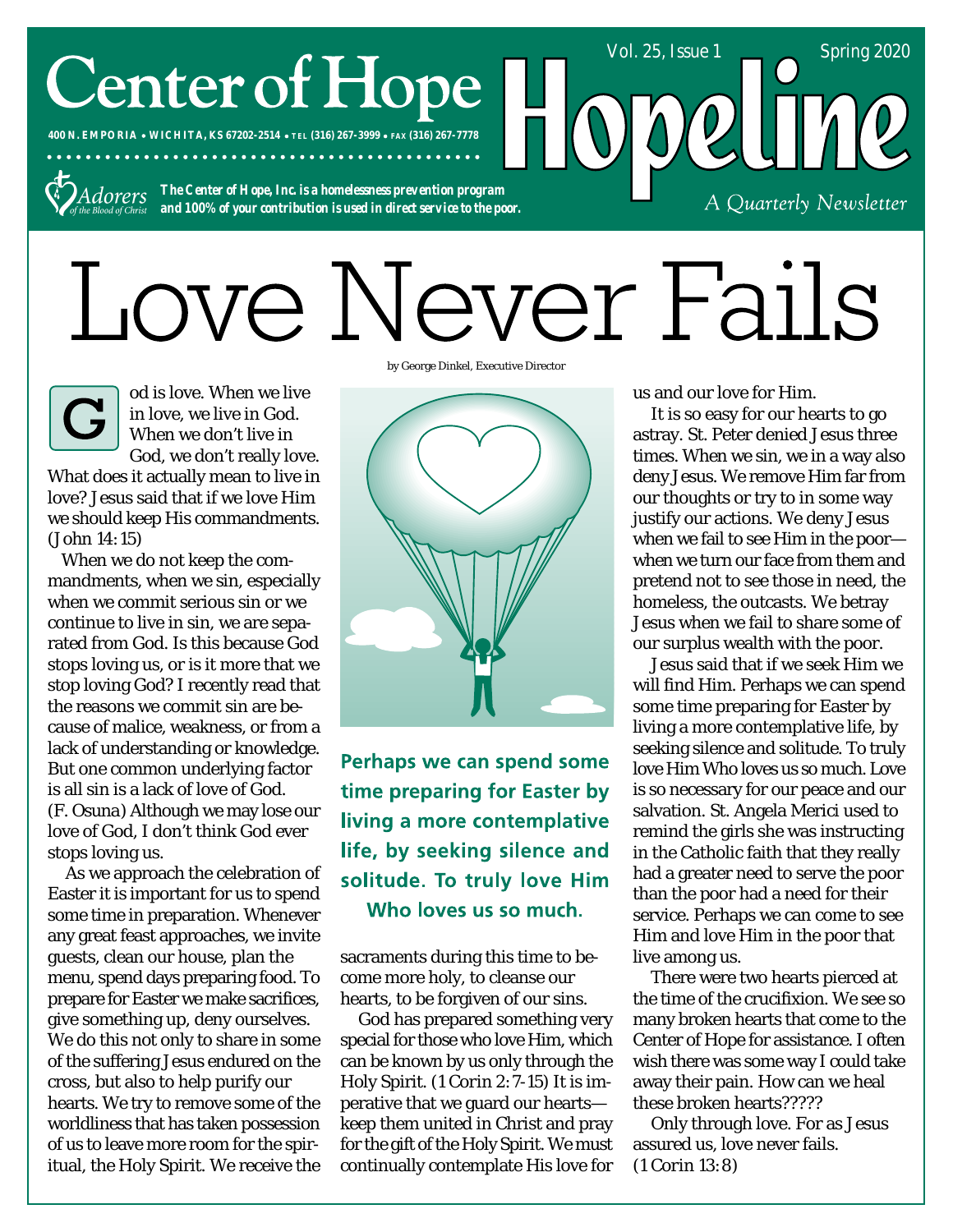# Center of Hope

400 N. EMPORIA • WICHITA, KS 67202-2514 • TEL (316) 267-3999 • FAX (316) 267-7778

Adorers of the Blood of Christ

*The Center of Hope, Inc. is a homelessness prevention program and 100% of your contribution is used in direct service to the poor.*

# Hopeline

Vol. 25, Issue 1 Spring 2020

*A Quarterly Newsletter*

# Love Never Fails

by George Dinkel, Executive Director

God is love. When we live in love, we live in God. When we don't live in God, we don't really love. What does it actually mean to live in love? Jesus said that if we love Him we should keep His commandments. (John 14: 15)

When we do not keep the commandments, when we sin, especially when we commit serious sin or we continue to live in sin, we are separated from God. Is this because God stops loving us, or is it more that we stop loving God? I recently read that the reasons we commit sin are because of malice, weakness, or from a lack of understanding or knowledge. But one common underlying factor is all sin is a lack of love of God. (F. Osuna) Although we may lose our love of God, I don't think God ever stops loving us.

As we approach the celebration of Easter it is important for us to spend some time in preparation. Whenever any great feast approaches, we invite guests, clean our house, plan the menu, spend days preparing food. To prepare for Easter we make sacrifices, give something up, deny ourselves. We do this not only to share in some of the suffering Jesus endured on the cross, but also to help purify our hearts. We try to remove some of the worldliness that has taken possession of us to leave more room for the spiritual, the Holy Spirit. We receive the sacraments during this time to become more holy, to cleanse our hearts, to be forgiven of our sins.

**Perhaps we can spend some time preparing for Easter by living a more contemplative life, by seeking silence and solitude. To truly love Him Who loves us so much.**

God has prepared something very special for those who love Him, which can be known by us only through the Holy Spirit. (1 Corin 2: 7-15) It is imperative that we guard our hearts—keep them united in Christ and pray for the gift of the Holy Spirit. We must continually contemplate His love for us and our love for Him.

It is so easy for our hearts to go astray. St. Peter denied Jesus three times. When we sin, we in a way also deny Jesus. We remove Him far from our thoughts or try to in some way justify our actions. We deny Jesus when we fail to see Him in the poor—when we turn our face from them and pretend not to see those in need, the homeless, the outcasts. We betray Jesus when we fail to share some of our surplus wealth with the poor.

Jesus said that if we seek Him we will find Him. Perhaps we can spend some time preparing for Easter by living a more contemplative life, by seeking silence and solitude. To truly love Him Who loves us so much. Love is so necessary for our peace and our salvation. St. Angela Merici used to remind the girls she was instructing in the Catholic faith that they really had a greater need to serve the poor than the poor had a need for their service. Perhaps we can come to see Him and love Him in the poor that live among us.

There were two hearts pierced at the time of the crucifixion. We see so many broken hearts that come to the Center of Hope for assistance. I often wish there was some way I could take away their pain. How can we heal these broken hearts?????

Only through love. For as Jesus assured us, love never fails. (1 Corin 13: 8)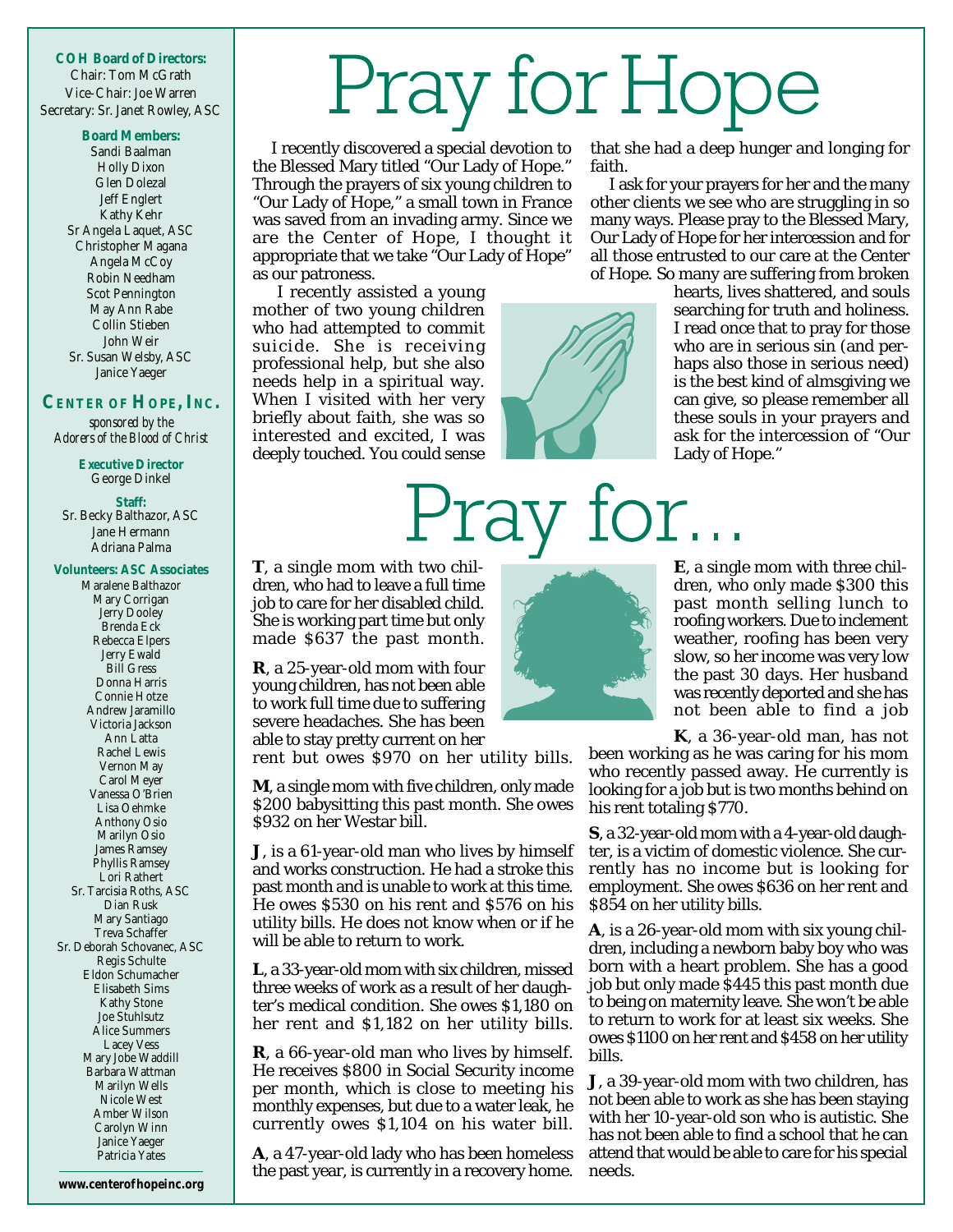**COH Board of Directors:**
Chair: Tom McGrath
Vice-Chair: Joe Warren
Secretary: Sr. Janet Rowley, ASC

**Board Members:**
Sandi Baalman
Holly Dixon
Glen Dolezal
Jeff Englert
Kathy Kehr
Sr Angela Laquet, ASC
Christopher Magana
Angela McCoy
Robin Needham
Scot Pennington
May Ann Rabe
Collin Stieben
John Weir
Sr. Susan Welsby, ASC
Janice Yaeger

**CENTER OF HOPE, INC.**
*sponsored by the Adorers of the Blood of Christ*

**Executive Director**
George Dinkel

**Staff:**
Sr. Becky Balthazor, ASC
Jane Hermann
Adriana Palma

**Volunteers: ASC Associates**
Maralene Balthazor
Mary Corrigan
Jerry Dooley
Brenda Eck
Rebecca Elpers
Jerry Ewald
Bill Gress
Donna Harris
Connie Hotze
Andrew Jaramillo
Victoria Jackson
Ann Latta
Rachel Lewis
Vernon May
Carol Meyer
Vanessa O'Brien
Lisa Oehmke
Anthony Osio
Marilyn Osio
James Ramsey
Phyllis Ramsey
Lori Rathert
Sr. Tarcisia Roths, ASC
Dian Rusk
Mary Santiago
Treva Schaffer
Sr. Deborah Schovanec, ASC
Regis Schulte
Eldon Schumacher
Elisabeth Sims
Kathy Stone
Joe Stuhlsutz
Alice Summers
Lacey Vess
Mary Jobe Waddill
Barbara Wattman
Marilyn Wells
Nicole West
Amber Wilson
Carolyn Winn
Janice Yaeger
Patricia Yates

**www.centerofhopeinc.org**

# Pray for Hope

I recently discovered a special devotion to the Blessed Mary titled "Our Lady of Hope." Through the prayers of six young children to "Our Lady of Hope," a small town in France was saved from an invading army. Since we are the Center of Hope, I thought it appropriate that we take "Our Lady of Hope" as our patroness.

I recently assisted a young mother of two young children who had attempted to commit suicide. She is receiving professional help, but she also needs help in a spiritual way. When I visited with her very briefly about faith, she was so interested and excited, I was deeply touched. You could sense that she had a deep hunger and longing for faith.

I ask for your prayers for her and the many other clients we see who are struggling in so many ways. Please pray to the Blessed Mary, Our Lady of Hope for her intercession and for all those entrusted to our care at the Center of Hope. So many are suffering from broken hearts, lives shattered, and souls searching for truth and holiness. I read once that to pray for those who are in serious sin (and perhaps also those in serious need) is the best kind of almsgiving we can give, so please remember all these souls in your prayers and ask for the intercession of "Our Lady of Hope."

# Pray for…

**T**, a single mom with two children, who had to leave a full time job to care for her disabled child. She is working part time but only made $637 the past month.

**R**, a 25-year-old mom with four young children, has not been able to work full time due to suffering severe headaches. She has been able to stay pretty current on her rent but owes $970 on her utility bills.

**M**, a single mom with five children, only made $200 babysitting this past month. She owes $932 on her Westar bill.

**J**, is a 61-year-old man who lives by himself and works construction. He had a stroke this past month and is unable to work at this time. He owes $530 on his rent and $576 on his utility bills. He does not know when or if he will be able to return to work.

**L**, a 33-year-old mom with six children, missed three weeks of work as a result of her daughter's medical condition. She owes $1,180 on her rent and $1,182 on her utility bills.

**R**, a 66-year-old man who lives by himself. He receives $800 in Social Security income per month, which is close to meeting his monthly expenses, but due to a water leak, he currently owes $1,104 on his water bill.

**A**, a 47-year-old lady who has been homeless the past year, is currently in a recovery home.

**E**, a single mom with three children, who only made $300 this past month selling lunch to roofing workers. Due to inclement weather, roofing has been very slow, so her income was very low the past 30 days. Her husband was recently deported and she has not been able to find a job

**K**, a 36-year-old man, has not been working as he was caring for his mom who recently passed away. He currently is looking for a job but is two months behind on his rent totaling $770.

**S**, a 32-year-old mom with a 4-year-old daughter, is a victim of domestic violence. She currently has no income but is looking for employment. She owes $636 on her rent and $854 on her utility bills.

**A**, is a 26-year-old mom with six young children, including a newborn baby boy who was born with a heart problem. She has a good job but only made $445 this past month due to being on maternity leave. She won't be able to return to work for at least six weeks. She owes $1100 on her rent and $458 on her utility bills.

**J**, a 39-year-old mom with two children, has not been able to work as she has been staying with her 10-year-old son who is autistic. She has not been able to find a school that he can attend that would be able to care for his special needs.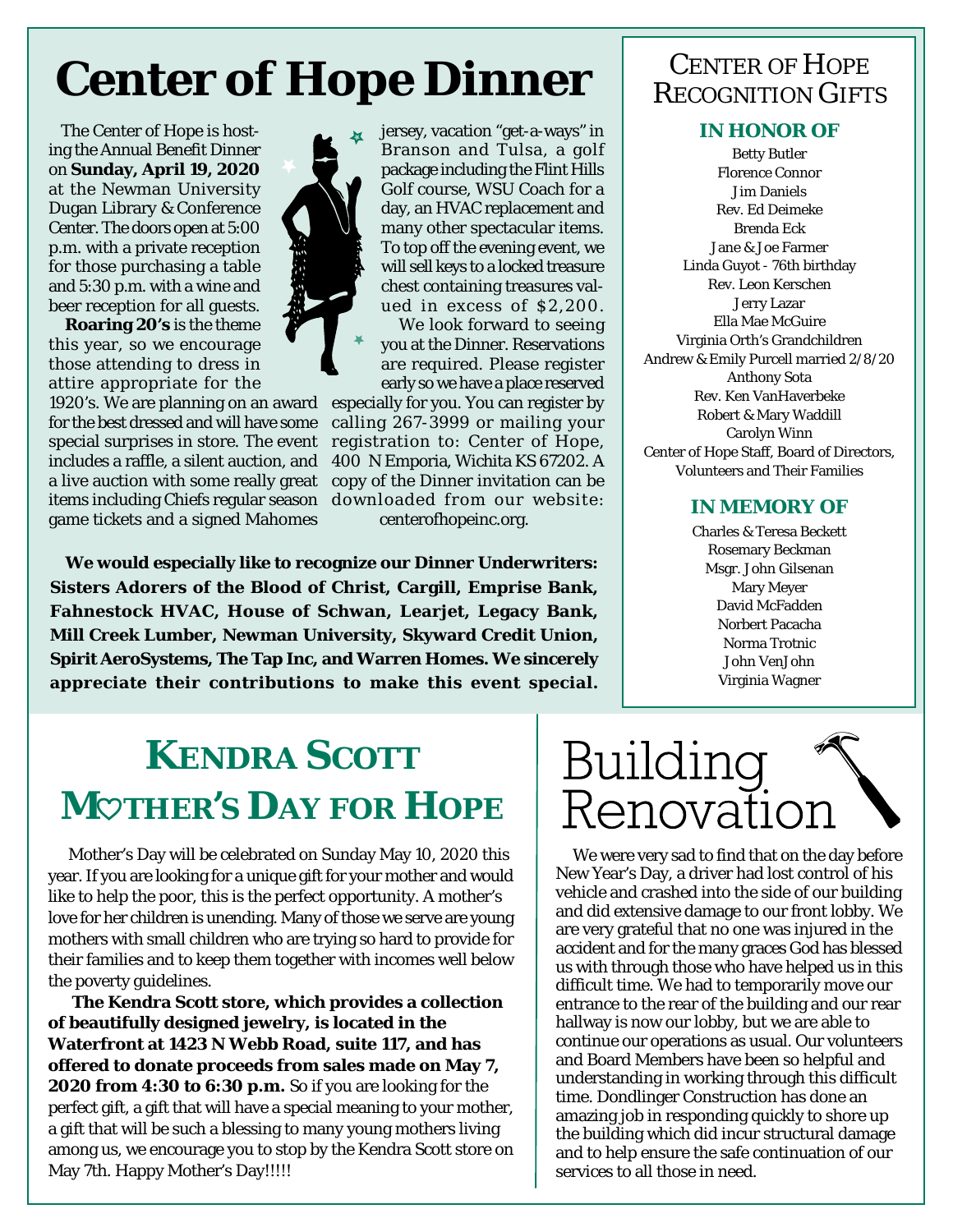# Center of Hope Dinner

The Center of Hope is hosting the Annual Benefit Dinner on **Sunday, April 19, 2020** at the Newman University Dugan Library & Conference Center. The doors open at 5:00 p.m. with a private reception for those purchasing a table and 5:30 p.m. with a wine and beer reception for all guests.

**Roaring 20's** is the theme this year, so we encourage those attending to dress in attire appropriate for the 1920's. We are planning on an award for the best dressed and will have some special surprises in store. The event includes a raffle, a silent auction, and a live auction with some really great items including Chiefs regular season game tickets and a signed Mahomes jersey, vacation "get-a-ways" in Branson and Tulsa, a golf package including the Flint Hills Golf course, WSU Coach for a day, an HVAC replacement and many other spectacular items. To top off the evening event, we will sell keys to a locked treasure chest containing treasures valued in excess of $2,200.

We look forward to seeing you at the Dinner. Reservations are required. Please register early so we have a place reserved especially for you. You can register by calling 267-3999 or mailing your registration to: Center of Hope, 400 N Emporia, Wichita KS 67202. A copy of the Dinner invitation can be downloaded from our website: centerofhopeinc.org.

**We would especially like to recognize our Dinner Underwriters: Sisters Adorers of the Blood of Christ, Cargill, Emprise Bank, Fahnestock HVAC, House of Schwan, Learjet, Legacy Bank, Mill Creek Lumber, Newman University, Skyward Credit Union, Spirit AeroSystems, The Tap Inc, and Warren Homes. We sincerely appreciate their contributions to make this event special.**

## Center of Hope Recognition Gifts

### IN HONOR OF

Betty Butler
Florence Connor
Jim Daniels
Rev. Ed Deimeke
Brenda Eck
Jane & Joe Farmer
Linda Guyot - 76th birthday
Rev. Leon Kerschen
Jerry Lazar
Ella Mae McGuire
Virginia Orth's Grandchildren
Andrew & Emily Purcell married 2/8/20
Anthony Sota
Rev. Ken VanHaverbeke
Robert & Mary Waddill
Carolyn Winn
Center of Hope Staff, Board of Directors, Volunteers and Their Families

### IN MEMORY OF

Charles & Teresa Beckett
Rosemary Beckman
Msgr. John Gilsenan
Mary Meyer
David McFadden
Norbert Pacacha
Norma Trotnic
John VenJohn
Virginia Wagner

# Kendra Scott Mother's Day for Hope

Mother's Day will be celebrated on Sunday May 10, 2020 this year. If you are looking for a unique gift for your mother and would like to help the poor, this is the perfect opportunity. A mother's love for her children is unending. Many of those we serve are young mothers with small children who are trying so hard to provide for their families and to keep them together with incomes well below the poverty guidelines.

**The Kendra Scott store, which provides a collection of beautifully designed jewelry, is located in the Waterfront at 1423 N Webb Road, suite 117, and has offered to donate proceeds from sales made on May 7, 2020 from 4:30 to 6:30 p.m.** So if you are looking for the perfect gift, a gift that will have a special meaning to your mother, a gift that will be such a blessing to many young mothers living among us, we encourage you to stop by the Kendra Scott store on May 7th. Happy Mother's Day!!!!!

# Building Renovation

We were very sad to find that on the day before New Year's Day, a driver had lost control of his vehicle and crashed into the side of our building and did extensive damage to our front lobby. We are very grateful that no one was injured in the accident and for the many graces God has blessed us with through those who have helped us in this difficult time. We had to temporarily move our entrance to the rear of the building and our rear hallway is now our lobby, but we are able to continue our operations as usual. Our volunteers and Board Members have been so helpful and understanding in working through this difficult time. Dondlinger Construction has done an amazing job in responding quickly to shore up the building which did incur structural damage and to help ensure the safe continuation of our services to all those in need.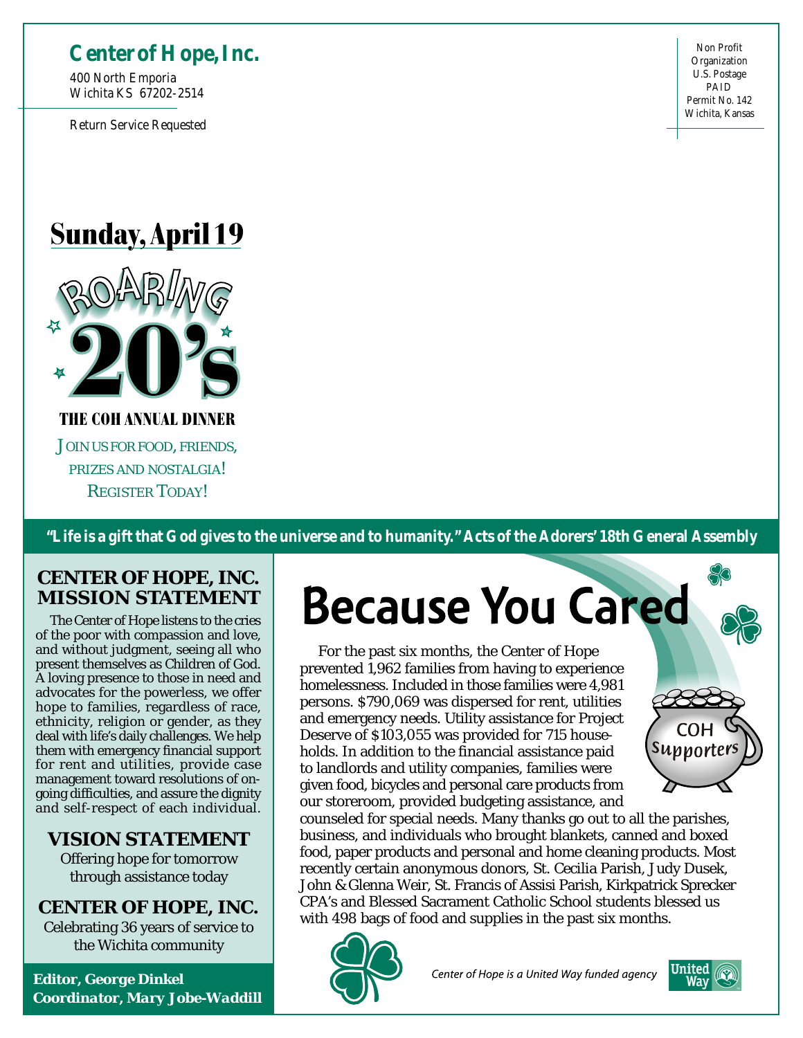**Center of Hope, Inc.**

400 North Emporia
Wichita KS 67202-2514

Return Service Requested

Non Profit
Organization
U.S. Postage
PAID
Permit No. 142
Wichita, Kansas

## Sunday, April 19

ROARING 20's

THE COH ANNUAL DINNER

JOIN US FOR FOOD, FRIENDS, PRIZES AND NOSTALGIA! REGISTER TODAY!

**"Life is a gift that God gives to the universe and to humanity." Acts of the Adorers' 18th General Assembly**

## CENTER OF HOPE, INC. MISSION STATEMENT

The Center of Hope listens to the cries of the poor with compassion and love, and without judgment, seeing all who present themselves as Children of God. A loving presence to those in need and advocates for the powerless, we offer hope to families, regardless of race, ethnicity, religion or gender, as they deal with life's daily challenges. We help them with emergency financial support for rent and utilities, provide case management toward resolutions of on-going difficulties, and assure the dignity and self-respect of each individual.

## VISION STATEMENT

Offering hope for tomorrow through assistance today

## CENTER OF HOPE, INC.

Celebrating 36 years of service to the Wichita community

**Editor, George Dinkel**
**Coordinator, Mary Jobe-Waddill**

# Because You Cared

For the past six months, the Center of Hope prevented 1,962 families from having to experience homelessness. Included in those families were 4,981 persons. $790,069 was dispersed for rent, utilities and emergency needs. Utility assistance for Project Deserve of $103,055 was provided for 715 households. In addition to the financial assistance paid to landlords and utility companies, families were given food, bicycles and personal care products from our storeroom, provided budgeting assistance, and counseled for special needs. Many thanks go out to all the parishes, business, and individuals who brought blankets, canned and boxed food, paper products and personal and home cleaning products. Most recently certain anonymous donors, St. Cecilia Parish, Judy Dusek, John & Glenna Weir, St. Francis of Assisi Parish, Kirkpatrick Sprecker CPA's and Blessed Sacrament Catholic School students blessed us with 498 bags of food and supplies in the past six months.

COH Supporters

*Center of Hope is a United Way funded agency*

United Way